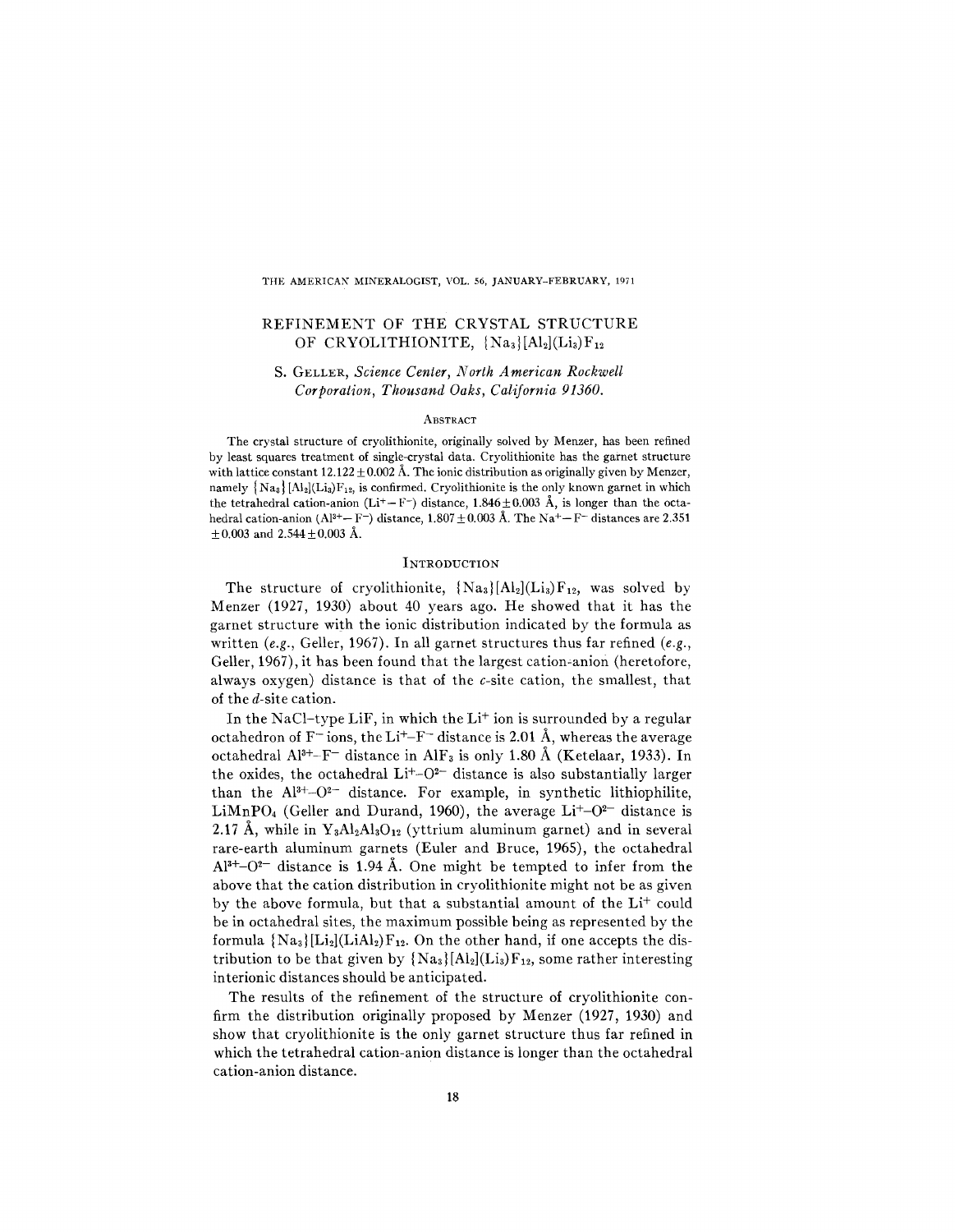# REFINEMENT OF THE CRYSTAL STRUCTURE OF CRYOLITHIONITE, $\{Na_3\}[Al_2](Li_3)F_{12}$

S. GELLER, *Science Center, North American Rockwell Corporation, Thousand Oaks, California 91360.*

## ABSTRACT

The crystal structure of cryolithionite, originally solved by Menzer, has been refined by least squares treatment of single-crystal data. Cryolithionite has the garnet structure with lattice constant $12.122 \pm 0.002$ Å. The ionic distribution as originally given by Menzer, namely $\{Na_3\}[Al_2](Li_3)F_{12}$, is confirmed. Cryolithionite is the only known garnet in which the tetrahedral cation-anion ($Li^+-F^-$) distance, $1.846 \pm 0.003$ Å, is longer than the octahedral cation-anion ($Al^{3+}-F^-$) distance, $1.807 \pm 0.003$ Å. The $Na^+-F^-$ distances are 2.351 $\pm 0.003$ and $2.544 \pm 0.003$ Å.

## INTRODUCTION

The structure of cryolithionite, $\{Na_3\}[Al_2](Li_3)F_{12}$, was solved by Menzer (1927, 1930) about 40 years ago. He showed that it has the garnet structure with the ionic distribution indicated by the formula as written (*e.g.*, Geller, 1967). In all garnet structures thus far refined (*e.g.*, Geller, 1967), it has been found that the largest cation-anion (heretofore, always oxygen) distance is that of the *c*-site cation, the smallest, that of the *d*-site cation.

In the NaCl-type LiF, in which the $Li^+$ ion is surrounded by a regular octahedron of $F^-$ ions, the $Li^+-F^-$ distance is 2.01 Å, whereas the average octahedral $Al^{3+}-F^-$ distance in $AlF_3$ is only 1.80 Å (Ketelaar, 1933). In the oxides, the octahedral $Li^+-O^{2-}$ distance is also substantially larger than the $Al^{3+}-O^{2-}$ distance. For example, in synthetic lithiophilite, $LiMnPO_4$ (Geller and Durand, 1960), the average $Li^+-O^{2-}$ distance is 2.17 Å, while in $Y_3Al_2Al_3O_{12}$ (yttrium aluminum garnet) and in several rare-earth aluminum garnets (Euler and Bruce, 1965), the octahedral $Al^{3+}-O^{2-}$ distance is 1.94 Å. One might be tempted to infer from the above that the cation distribution in cryolithionite might not be as given by the above formula, but that a substantial amount of the $Li^+$ could be in octahedral sites, the maximum possible being as represented by the formula $\{Na_3\}[Li_2](LiAl_2)F_{12}$. On the other hand, if one accepts the distribution to be that given by $\{Na_3\}[Al_2](Li_3)F_{12}$, some rather interesting interionic distances should be anticipated.

The results of the refinement of the structure of cryolithionite confirm the distribution originally proposed by Menzer (1927, 1930) and show that cryolithionite is the only garnet structure thus far refined in which the tetrahedral cation-anion distance is longer than the octahedral cation-anion distance.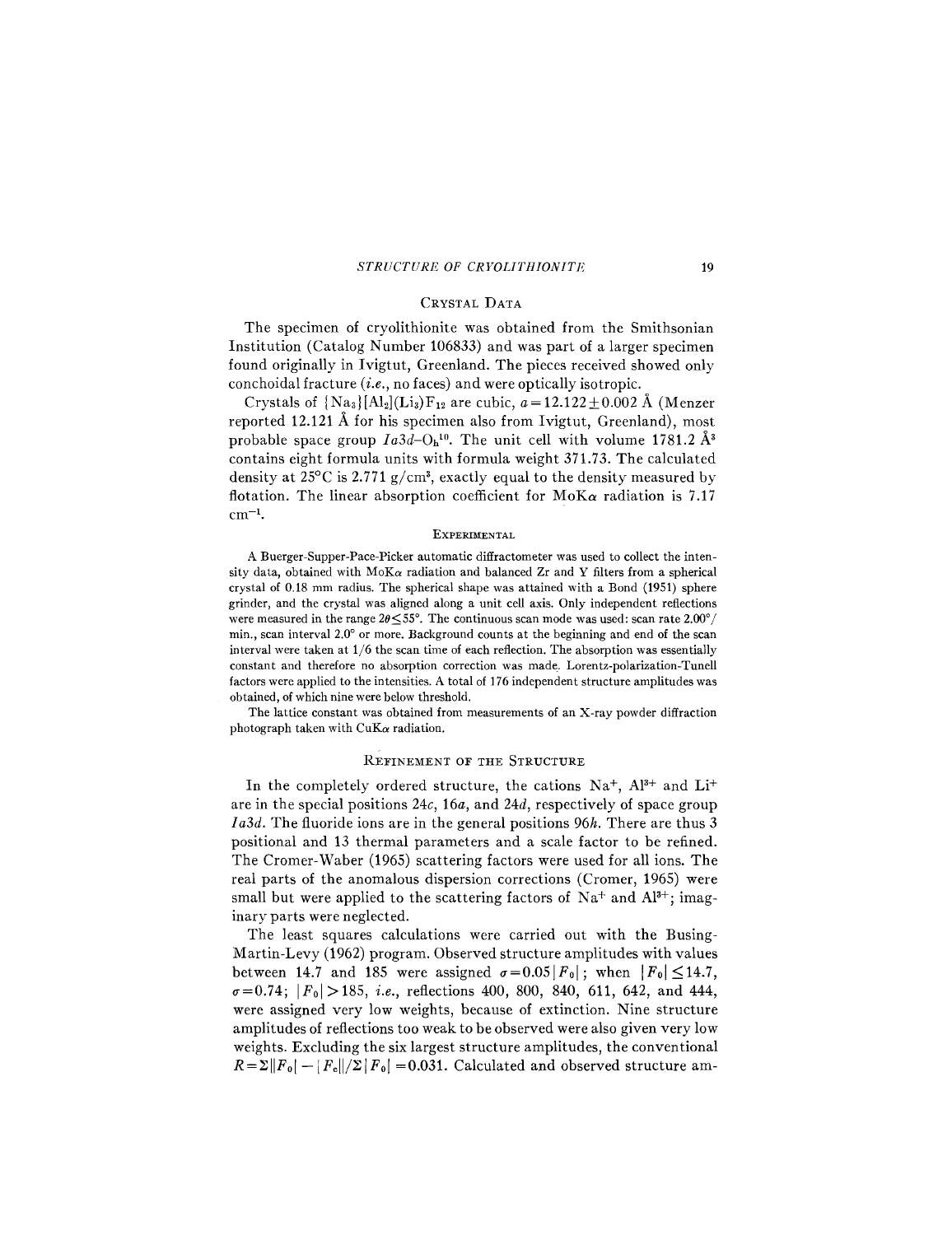## Crystal Data

The specimen of cryolithionite was obtained from the Smithsonian Institution (Catalog Number 106833) and was part of a larger specimen found originally in Ivigtut, Greenland. The pieces received showed only conchoidal fracture (*i.e.*, no faces) and were optically isotropic.

Crystals of $\{Na_3\}[Al_2](Li_3)F_{12}$ are cubic, $a = 12.122 \pm 0.002$ Å (Menzer reported 12.121 Å for his specimen also from Ivigtut, Greenland), most probable space group $Ia3d$–$O_h^{10}$. The unit cell with volume 1781.2 Å$^3$ contains eight formula units with formula weight 371.73. The calculated density at 25°C is 2.771 g/cm$^3$, exactly equal to the density measured by flotation. The linear absorption coefficient for MoK$\alpha$ radiation is 7.17 cm$^{-1}$.

### Experimental

A Buerger-Supper-Pace-Picker automatic diffractometer was used to collect the intensity data, obtained with MoK$\alpha$ radiation and balanced Zr and Y filters from a spherical crystal of 0.18 mm radius. The spherical shape was attained with a Bond (1951) sphere grinder, and the crystal was aligned along a unit cell axis. Only independent reflections were measured in the range $2\theta \leq 55°$. The continuous scan mode was used: scan rate 2.00°/min., scan interval 2.0° or more. Background counts at the beginning and end of the scan interval were taken at 1/6 the scan time of each reflection. The absorption was essentially constant and therefore no absorption correction was made. Lorentz-polarization-Tunell factors were applied to the intensities. A total of 176 independent structure amplitudes was obtained, of which nine were below threshold.

The lattice constant was obtained from measurements of an X-ray powder diffraction photograph taken with CuK$\alpha$ radiation.

## Refinement of the Structure

In the completely ordered structure, the cations $Na^+$, $Al^{3+}$ and $Li^+$ are in the special positions 24*c*, 16*a*, and 24*d*, respectively of space group $Ia3d$. The fluoride ions are in the general positions 96*h*. There are thus 3 positional and 13 thermal parameters and a scale factor to be refined. The Cromer-Waber (1965) scattering factors were used for all ions. The real parts of the anomalous dispersion corrections (Cromer, 1965) were small but were applied to the scattering factors of $Na^+$ and $Al^{3+}$; imaginary parts were neglected.

The least squares calculations were carried out with the Busing-Martin-Levy (1962) program. Observed structure amplitudes with values between 14.7 and 185 were assigned $\sigma = 0.05|F_0|$; when $|F_0| \leq 14.7$, $\sigma = 0.74$; $|F_0| > 185$, *i.e.*, reflections 400, 800, 840, 611, 642, and 444, were assigned very low weights, because of extinction. Nine structure amplitudes of reflections too weak to be observed were also given very low weights. Excluding the six largest structure amplitudes, the conventional $R = \Sigma||F_0| - |F_c||/\Sigma|F_0| = 0.031$. Calculated and observed structure am-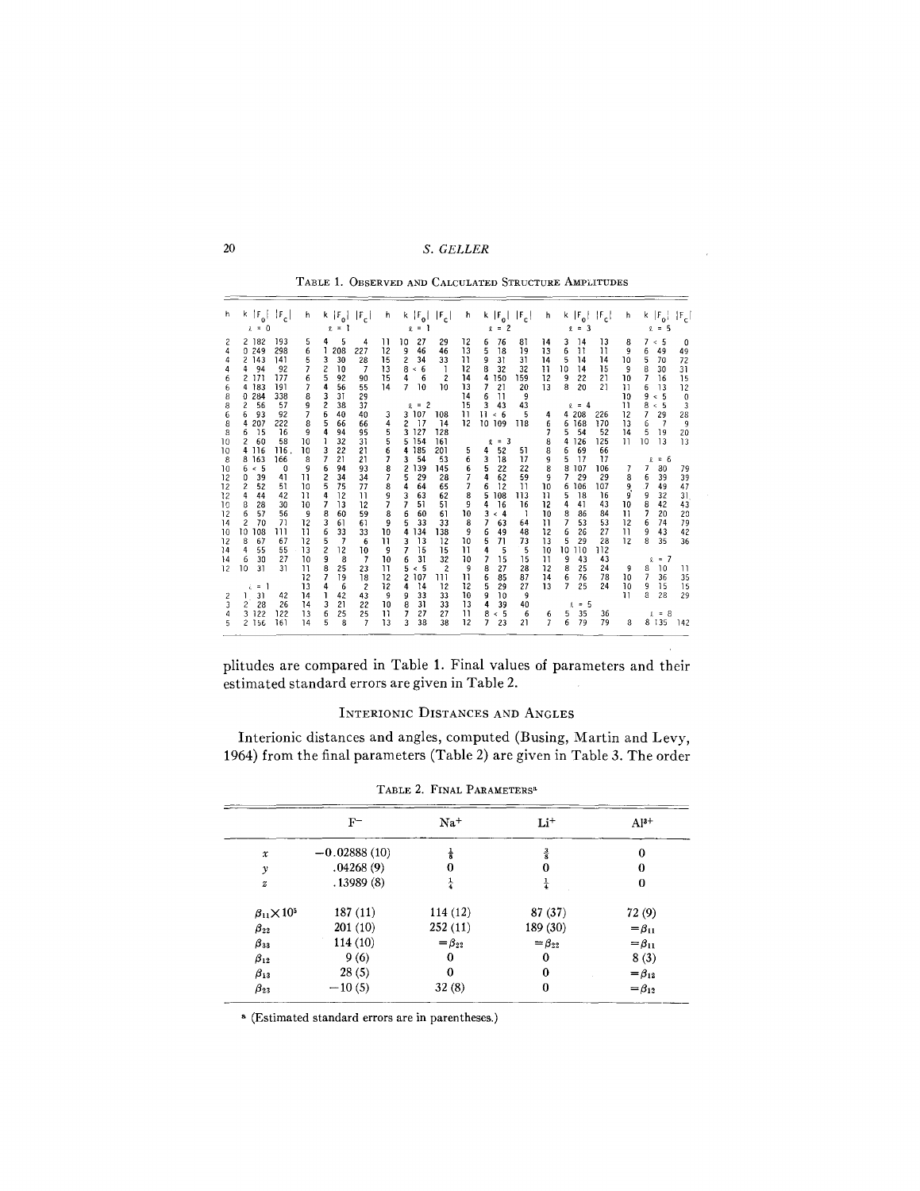TABLE 1. OBSERVED AND CALCULATED STRUCTURE AMPLITUDES

| h | k | $\lvert F_o \rvert$ | $\lvert F_c \rvert$ |
|---|---|---|---|
| | $l = 0$ | | |
| 2 | 2 | 182 | 193 |
| 4 | 0 | 249 | 298 |
| 4 | 2 | 143 | 141 |
| 4 | 4 | 94 | 92 |
| 6 | 2 | 171 | 177 |
| 6 | 4 | 183 | 191 |
| 8 | 0 | 284 | 338 |
| 8 | 2 | 56 | 57 |
| 6 | 6 | 93 | 92 |
| 8 | 4 | 207 | 222 |
| 8 | 6 | 15 | 16 |
| 10 | 2 | 60 | 58 |
| 10 | 4 | 116 | 116 |
| 8 | 8 | 163 | 166 |
| 10 | 6 | < 5 | 0 |
| 12 | 0 | 39 | 41 |
| 12 | 2 | 52 | 51 |
| 12 | 4 | 44 | 42 |
| 10 | 8 | 28 | 30 |
| 12 | 6 | 57 | 56 |
| 14 | 2 | 70 | 71 |
| 10 | 10 | 108 | 111 |
| 12 | 8 | 67 | 67 |
| 14 | 4 | 55 | 55 |
| 14 | 6 | 30 | 27 |
| 12 | 10 | 31 | 31 |
| | $l = 1$ | | |
| 2 | 1 | 31 | 42 |
| 3 | 2 | 28 | 26 |
| 4 | 3 | 122 | 122 |
| 5 | 2 | 156 | 161 |
| 5 | 4 | 5 | 4 |
| 6 | 1 | 208 | 227 |
| 5 | 3 | 30 | 28 |
| 7 | 2 | 10 | 7 |
| 6 | 5 | 92 | 90 |
| 7 | 4 | 56 | 55 |
| 8 | 3 | 31 | 29 |
| 9 | 2 | 38 | 37 |
| 7 | 6 | 40 | 40 |
| 8 | 5 | 66 | 66 |
| 9 | 4 | 94 | 95 |
| 10 | 1 | 32 | 31 |
| 10 | 3 | 22 | 21 |
| 8 | 7 | 21 | 21 |
| 9 | 6 | 94 | 93 |
| 11 | 2 | 34 | 34 |
| 10 | 5 | 75 | 77 |
| 11 | 4 | 12 | 11 |
| 10 | 7 | 13 | 12 |
| 9 | 8 | 60 | 59 |
| 12 | 3 | 61 | 61 |
| 11 | 6 | 33 | 33 |
| 12 | 5 | 7 | 6 |
| 13 | 2 | 12 | 10 |
| 10 | 9 | 8 | 7 |
| 11 | 8 | 25 | 23 |
| 12 | 7 | 19 | 18 |
| 13 | 4 | 6 | 2 |
| 14 | 1 | 42 | 43 |
| 14 | 3 | 21 | 22 |
| 13 | 6 | 25 | 25 |
| 14 | 5 | 8 | 7 |
| 11 | 10 | 27 | 29 |
| 12 | 9 | 46 | 46 |
| 15 | 2 | 34 | 33 |
| 13 | 8 | < 6 | 1 |
| 15 | 4 | 6 | 2 |
| 14 | 7 | 10 | 10 |
| | $l = 2$ | | |
| 3 | 3 | 107 | 108 |
| 4 | 2 | 17 | 14 |
| 5 | 3 | 127 | 128 |
| 5 | 5 | 154 | 161 |
| 6 | 4 | 185 | 201 |
| 7 | 3 | 54 | 53 |
| 8 | 2 | 139 | 145 |
| 7 | 5 | 29 | 28 |
| 8 | 4 | 64 | 65 |
| 9 | 3 | 63 | 62 |
| 7 | 7 | 51 | 51 |
| 8 | 6 | 60 | 61 |
| 9 | 5 | 33 | 33 |
| 10 | 4 | 134 | 138 |
| 11 | 3 | 13 | 12 |
| 9 | 7 | 15 | 15 |
| 10 | 6 | 31 | 32 |
| 11 | 5 | < 5 | 2 |
| 12 | 2 | 107 | 111 |
| 12 | 4 | 14 | 12 |
| 9 | 9 | 33 | 33 |
| 10 | 8 | 31 | 33 |
| 11 | 7 | 27 | 27 |
| 13 | 3 | 38 | 38 |
| 12 | 6 | 76 | 81 |
| 13 | 5 | 18 | 19 |
| 11 | 9 | 31 | 31 |
| 12 | 8 | 32 | 32 |
| 14 | 4 | 150 | 159 |
| 13 | 7 | 21 | 20 |
| 14 | 6 | 11 | 9 |
| 15 | 3 | 43 | 43 |
| 11 | 11 | < 6 | 5 |
| 12 | 10 | 109 | 118 |
| | $l = 3$ | | |
| 5 | 4 | 52 | 51 |
| 6 | 3 | 18 | 17 |
| 6 | 5 | 22 | 22 |
| 7 | 4 | 62 | 59 |
| 7 | 6 | 12 | 11 |
| 8 | 5 | 108 | 113 |
| 9 | 4 | 16 | 16 |
| 10 | 3 | < 4 | 1 |
| 8 | 7 | 63 | 64 |
| 9 | 6 | 49 | 48 |
| 10 | 5 | 71 | 73 |
| 11 | 4 | 5 | 5 |
| 10 | 7 | 15 | 15 |
| 9 | 8 | 27 | 28 |
| 11 | 6 | 85 | 87 |
| 12 | 5 | 29 | 27 |
| 10 | 9 | 10 | 9 |
| 13 | 4 | 39 | 40 |
| 11 | 8 | < 5 | 6 |
| 12 | 7 | 23 | 21 |
| 14 | 3 | 14 | 13 |
| 13 | 6 | 11 | 11 |
| 14 | 5 | 14 | 14 |
| 11 | 10 | 14 | 15 |
| 12 | 9 | 22 | 21 |
| 13 | 8 | 20 | 21 |
| | $l = 4$ | | |
| 4 | 4 | 208 | 226 |
| 6 | 6 | 168 | 170 |
| 7 | 5 | 54 | 52 |
| 8 | 4 | 126 | 125 |
| 8 | 6 | 69 | 66 |
| 9 | 5 | 17 | 17 |
| 8 | 8 | 107 | 106 |
| 9 | 7 | 29 | 29 |
| 10 | 6 | 106 | 107 |
| 11 | 5 | 18 | 16 |
| 12 | 4 | 41 | 43 |
| 10 | 8 | 86 | 84 |
| 11 | 7 | 53 | 53 |
| 12 | 6 | 26 | 27 |
| 13 | 5 | 29 | 28 |
| 10 | 10 | 110 | 112 |
| 11 | 9 | 43 | 43 |
| 12 | 8 | 25 | 24 |
| 14 | 6 | 76 | 78 |
| 13 | 7 | 25 | 24 |
| | $l = 5$ | | |
| 6 | 5 | 35 | 36 |
| 7 | 6 | 79 | 79 |
| 8 | 7 | < 5 | 0 |
| 9 | 6 | 49 | 49 |
| 10 | 5 | 70 | 72 |
| 9 | 8 | 30 | 31 |
| 10 | 7 | 16 | 15 |
| 11 | 6 | 13 | 12 |
| 10 | 9 | < 5 | 0 |
| 11 | 8 | < 5 | 3 |
| 12 | 7 | 29 | 28 |
| 13 | 6 | 7 | 9 |
| 14 | 5 | 19 | 20 |
| 11 | 10 | 13 | 13 |
| | $l = 6$ | | |
| 7 | 7 | 80 | 79 |
| 8 | 6 | 39 | 39 |
| 9 | 7 | 49 | 47 |
| 9 | 9 | 32 | 31 |
| 10 | 8 | 42 | 43 |
| 11 | 7 | 20 | 20 |
| 12 | 6 | 74 | 79 |
| 11 | 9 | 43 | 42 |
| 12 | 8 | 35 | 36 |
| | $l = 7$ | | |
| 9 | 8 | 10 | 11 |
| 10 | 7 | 36 | 35 |
| 10 | 9 | 15 | 15 |
| 11 | 8 | 28 | 29 |
| | $l = 8$ | | |
| 8 | 8 | 135 | 142 |

plitudes are compared in Table 1. Final values of parameters and their estimated standard errors are given in Table 2.

## INTERIONIC DISTANCES AND ANGLES

Interionic distances and angles, computed (Busing, Martin and Levy, 1964) from the final parameters (Table 2) are given in Table 3. The order

TABLE 2. FINAL PARAMETERS[a]

| | $F^-$ | $Na^+$ | $Li^+$ | $Al^{3+}$ |
|---|---|---|---|---|
| $x$ | −0.02888 (10) | $\frac{1}{8}$ | $\frac{3}{8}$ | 0 |
| $y$ | .04268 (9) | 0 | 0 | 0 |
| $z$ | .13989 (8) | $\frac{1}{4}$ | $\frac{1}{4}$ | 0 |
| $\beta_{11}\times 10^5$ | 187 (11) | 114 (12) | 87 (37) | 72 (9) |
| $\beta_{22}$ | 201 (10) | 252 (11) | 189 (30) | $=\beta_{11}$ |
| $\beta_{33}$ | 114 (10) | $=\beta_{22}$ | $=\beta_{22}$ | $=\beta_{11}$ |
| $\beta_{12}$ | 9 (6) | 0 | 0 | 8 (3) |
| $\beta_{13}$ | 28 (5) | 0 | 0 | $=\beta_{12}$ |
| $\beta_{23}$ | −10 (5) | 32 (8) | 0 | $=\beta_{12}$ |

[a] (Estimated standard errors are in parentheses.)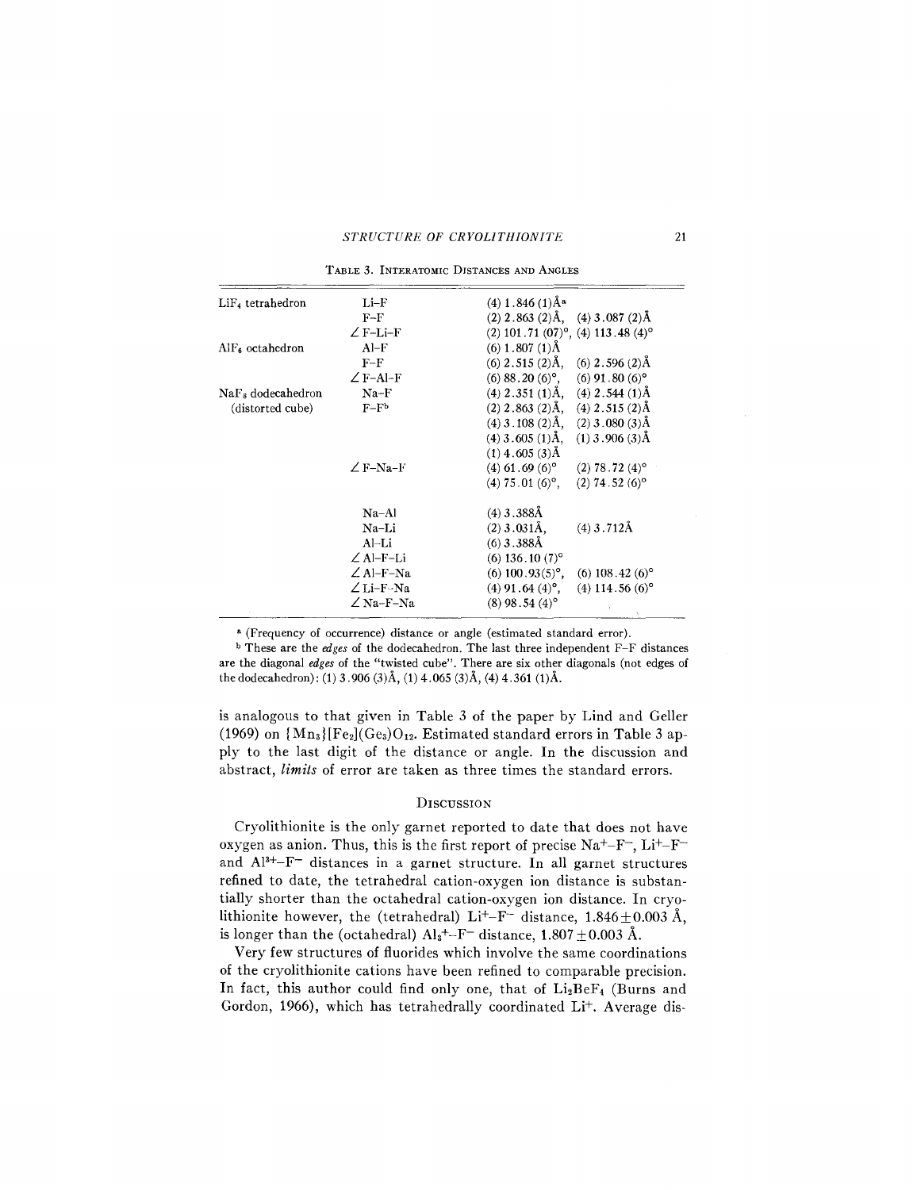TABLE 3. INTERATOMIC DISTANCES AND ANGLES

| | | | |
|---|---|---|---|
| $LiF_4$ tetrahedron | Li–F | (4) 1.846 (1)Å[a] | |
| | F–F | (2) 2.863 (2)Å, | (4) 3.087 (2)Å |
| | ∠F–Li–F | (2) 101.71 (07)°, | (4) 113.48 (4)° |
| $AlF_6$ octahedron | Al–F | (6) 1.807 (1)Å | |
| | F–F | (6) 2.515 (2)Å, | (6) 2.596 (2)Å |
| | ∠F–Al–F | (6) 88.20 (6)°, | (6) 91.80 (6)° |
| $NaF_8$ dodecahedron | Na–F | (4) 2.351 (1)Å, | (4) 2.544 (1)Å |
| (distorted cube) | F–F[b] | (2) 2.863 (2)Å, | (4) 2.515 (2)Å |
| | | (4) 3.108 (2)Å, | (2) 3.080 (3)Å |
| | | (4) 3.605 (1)Å, | (1) 3.906 (3)Å |
| | | (1) 4.605 (3)Å | |
| | ∠F–Na–F | (4) 61.69 (6)° | (2) 78.72 (4)° |
| | | (4) 75.01 (6)°, | (2) 74.52 (6)° |
| | Na–Al | (4) 3.388Å | |
| | Na–Li | (2) 3.031Å, | (4) 3.712Å |
| | Al–Li | (6) 3.388Å | |
| | ∠Al–F–Li | (6) 136.10 (7)° | |
| | ∠Al–F–Na | (6) 100.93(5)°, | (6) 108.42 (6)° |
| | ∠Li–F–Na | (4) 91.64 (4)°, | (4) 114.56 (6)° |
| | ∠Na–F–Na | (8) 98.54 (4)° | |

[a] (Frequency of occurrence) distance or angle (estimated standard error).

[b] These are the *edges* of the dodecahedron. The last three independent F–F distances are the diagonal *edges* of the "twisted cube". There are six other diagonals (not edges of the dodecahedron): (1) 3.906 (3)Å, (1) 4.065 (3)Å, (4) 4.361 (1)Å.

is analogous to that given in Table 3 of the paper by Lind and Geller (1969) on $\{Mn_3\}[Fe_2](Ge_3)O_{12}$. Estimated standard errors in Table 3 apply to the last digit of the distance or angle. In the discussion and abstract, *limits* of error are taken as three times the standard errors.

## DISCUSSION

Cryolithionite is the only garnet reported to date that does not have oxygen as anion. Thus, this is the first report of precise $Na^+$–$F^-$, $Li^+$–$F^-$ and $Al^{3+}$–$F^-$ distances in a garnet structure. In all garnet structures refined to date, the tetrahedral cation-oxygen ion distance is substantially shorter than the octahedral cation-oxygen ion distance. In cryolithionite however, the (tetrahedral) $Li^+$–$F^-$ distance, $1.846 \pm 0.003$ Å, is longer than the (octahedral) $Al_3^+$–$F^-$ distance, $1.807 \pm 0.003$ Å.

Very few structures of fluorides which involve the same coordinations of the cryolithionite cations have been refined to comparable precision. In fact, this author could find only one, that of $Li_2BeF_4$ (Burns and Gordon, 1966), which has tetrahedrally coordinated $Li^+$. Average dis-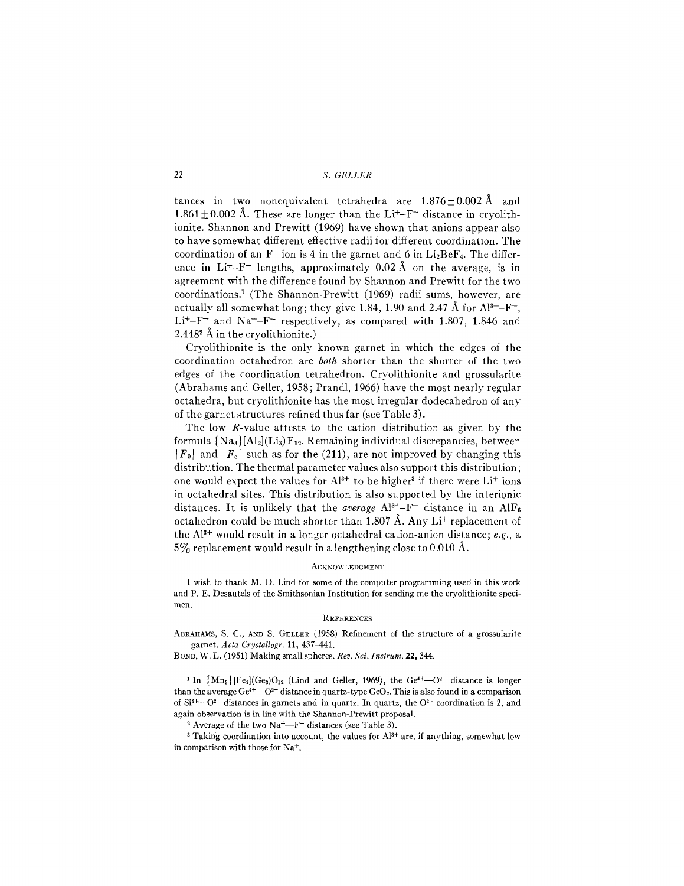tances in two nonequivalent tetrahedra are 1.876±0.002 Å and 1.861±0.002 Å. These are longer than the $Li^+$–$F^-$ distance in cryolithionite. Shannon and Prewitt (1969) have shown that anions appear also to have somewhat different effective radii for different coordination. The coordination of an $F^-$ ion is 4 in the garnet and 6 in $Li_2BeF_4$. The difference in $Li^+$–$F^-$ lengths, approximately 0.02 Å on the average, is in agreement with the difference found by Shannon and Prewitt for the two coordinations.[1] (The Shannon-Prewitt (1969) radii sums, however, are actually all somewhat long; they give 1.84, 1.90 and 2.47 Å for $Al^{3+}$–$F^-$, $Li^+$–$F^-$ and $Na^+$–$F^-$ respectively, as compared with 1.807, 1.846 and 2.448[2] Å in the cryolithionite.)

Cryolithionite is the only known garnet in which the edges of the coordination octahedron are *both* shorter than the shorter of the two edges of the coordination tetrahedron. Cryolithionite and grossularite (Abrahams and Geller, 1958; Prandl, 1966) have the most nearly regular octahedra, but cryolithionite has the most irregular dodecahedron of any of the garnet structures refined thus far (see Table 3).

The low $R$-value attests to the cation distribution as given by the formula $\{Na_3\}[Al_2](Li_3)F_{12}$. Remaining individual discrepancies, between $|F_o|$ and $|F_c|$ such as for the (211), are not improved by changing this distribution. The thermal parameter values also support this distribution; one would expect the values for $Al^{3+}$ to be higher[3] if there were $Li^+$ ions in octahedral sites. This distribution is also supported by the interionic distances. It is unlikely that the *average* $Al^{3+}$–$F^-$ distance in an $AlF_6$ octahedron could be much shorter than 1.807 Å. Any $Li^+$ replacement of the $Al^{3+}$ would result in a longer octahedral cation-anion distance; *e.g.*, a 5% replacement would result in a lengthening close to 0.010 Å.

## Acknowledgment

I wish to thank M. D. Lind for some of the computer programming used in this work and P. E. Desautels of the Smithsonian Institution for sending me the cryolithionite specimen.

## References

Abrahams, S. C., and S. Geller (1958) Refinement of the structure of a grossularite garnet. *Acta Crystallogr.* **11**, 437–441.

Bond, W. L. (1951) Making small spheres. *Rev. Sci. Instrum.* **22**, 344.

---

[1] In $\{Mn_3\}[Fe_2](Ge_3)O_{12}$ (Lind and Geller, 1969), the $Ge^{4+}$—$O^{2-}$ distance is longer than the average $Ge^{4+}$—$O^{2-}$ distance in quartz-type $GeO_2$. This is also found in a comparison of $Si^{4+}$—$O^{2-}$ distances in garnets and in quartz. In quartz, the $O^{2-}$ coordination is 2, and again observation is in line with the Shannon-Prewitt proposal.

[2] Average of the two $Na^+$—$F^-$ distances (see Table 3).

[3] Taking coordination into account, the values for $Al^{3+}$ are, if anything, somewhat low in comparison with those for $Na^+$.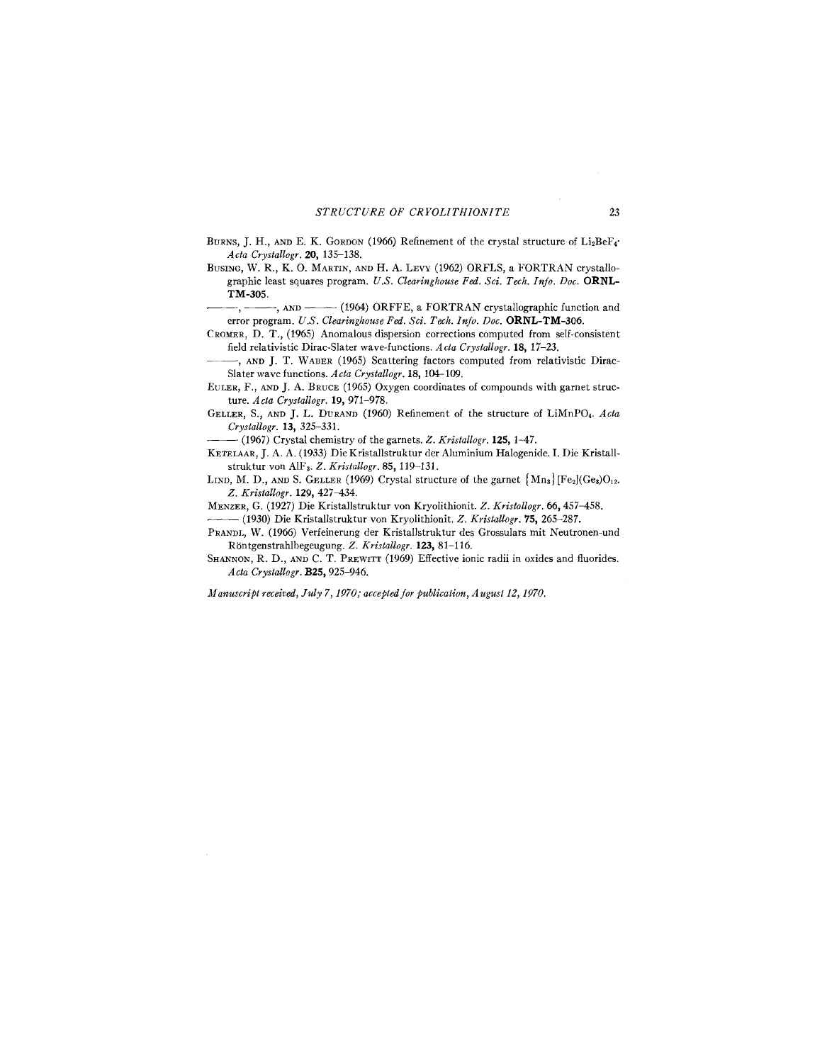Burns, J. H., and E. K. Gordon (1966) Refinement of the crystal structure of $Li_2BeF_4$. *Acta Crystallogr.* **20,** 135–138.

Busing, W. R., K. O. Martin, and H. A. Levy (1962) ORFLS, a FORTRAN crystallographic least squares program. *U.S. Clearinghouse Fed. Sci. Tech. Info. Doc.* **ORNL-TM-305.**

———, ———, and ——— (1964) ORFFE, a FORTRAN crystallographic function and error program. *U.S. Clearinghouse Fed. Sci. Tech. Info. Doc.* **ORNL-TM-306.**

Cromer, D. T., (1965) Anomalous dispersion corrections computed from self-consistent field relativistic Dirac-Slater wave-functions. *Acta Crystallogr.* **18,** 17–23.

———, and J. T. Waber (1965) Scattering factors computed from relativistic Dirac-Slater wave functions. *Acta Crystallogr.* **18,** 104–109.

Euler, F., and J. A. Bruce (1965) Oxygen coordinates of compounds with garnet structure. *Acta Crystallogr.* **19,** 971–978.

Geller, S., and J. L. Durand (1960) Refinement of the structure of $LiMnPO_4$. *Acta Crystallogr.* **13,** 325–331.

——— (1967) Crystal chemistry of the garnets. *Z. Kristallogr.* **125,** 1–47.

Ketelaar, J. A. A. (1933) Die Kristallstruktur der Aluminium Halogenide. I. Die Kristallstruktur von $AlF_3$. *Z. Kristallogr.* **85,** 119–131.

Lind, M. D., and S. Geller (1969) Crystal structure of the garnet $\{Mn_3\}[Fe_2](Ge_3)O_{12}$. *Z. Kristallogr.* **129,** 427–434.

Menzer, G. (1927) Die Kristallstruktur von Kryolithionit. *Z. Kristallogr.* **66,** 457–458.

——— (1930) Die Kristallstruktur von Kryolithionit. *Z. Kristallogr.* **75,** 265–287.

Prandl, W. (1966) Verfeinerung der Kristallstruktur des Grossulars mit Neutronen-und Röntgenstrahlbegeugung. *Z. Kristallogr.* **123,** 81–116.

Shannon, R. D., and C. T. Prewitt (1969) Effective ionic radii in oxides and fluorides. *Acta Crystallogr.* **B25,** 925–946.

*Manuscript received, July 7, 1970; accepted for publication, August 12, 1970.*